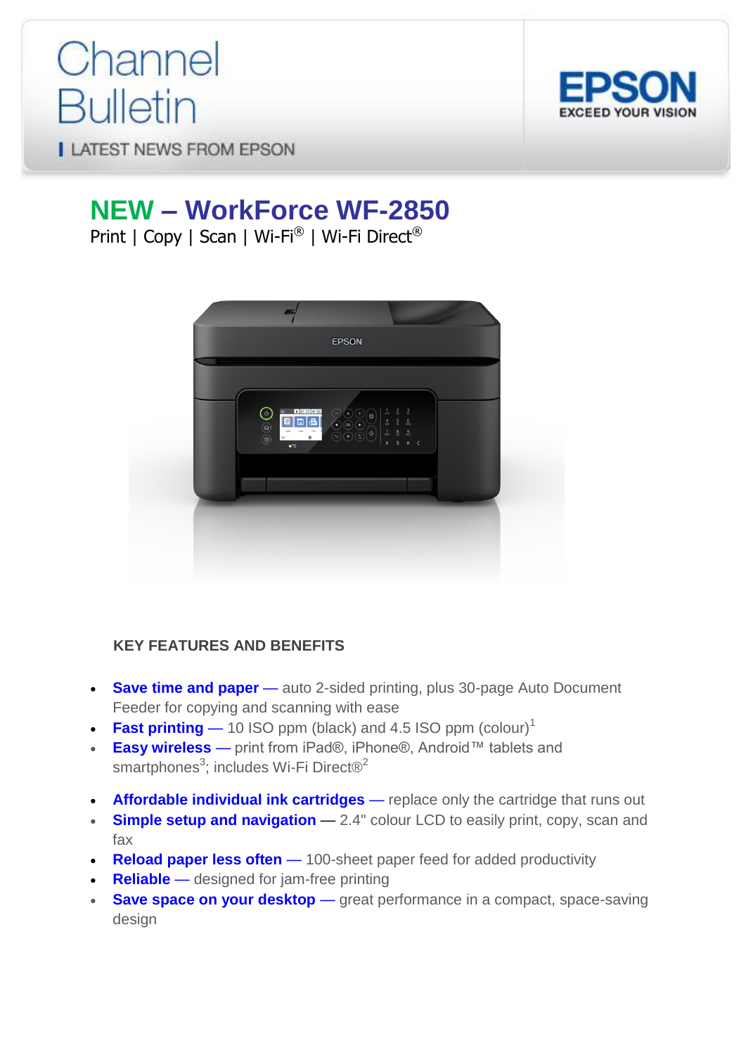# Channel Bulletin

LATEST NEWS FROM EPSON

EPSON
EXCEED YOUR VISION

## NEW – WorkForce WF-2850

Print | Copy | Scan | Wi-Fi® | Wi-Fi Direct®

### KEY FEATURES AND BENEFITS

- **Save time and paper** — auto 2-sided printing, plus 30-page Auto Document Feeder for copying and scanning with ease
- **Fast printing** — 10 ISO ppm (black) and 4.5 ISO ppm (colour)[1]
- **Easy wireless** — print from iPad®, iPhone®, Android™ tablets and smartphones[3]; includes Wi-Fi Direct®[2]
- **Affordable individual ink cartridges** — replace only the cartridge that runs out
- **Simple setup and navigation** — 2.4" colour LCD to easily print, copy, scan and fax
- **Reload paper less often** — 100-sheet paper feed for added productivity
- **Reliable** — designed for jam-free printing
- **Save space on your desktop** — great performance in a compact, space-saving design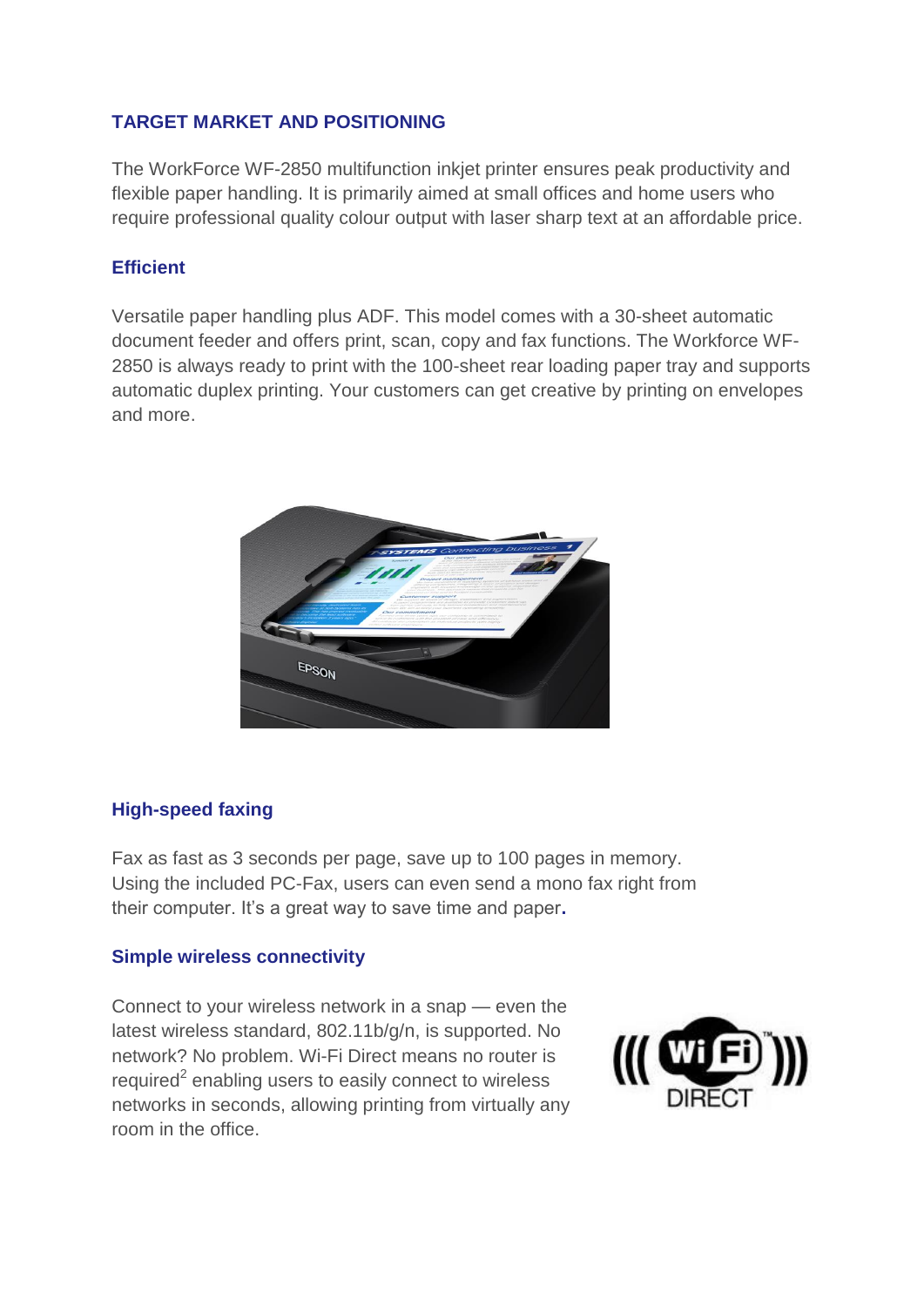## TARGET MARKET AND POSITIONING

The WorkForce WF-2850 multifunction inkjet printer ensures peak productivity and flexible paper handling. It is primarily aimed at small offices and home users who require professional quality colour output with laser sharp text at an affordable price.

### Efficient

Versatile paper handling plus ADF. This model comes with a 30-sheet automatic document feeder and offers print, scan, copy and fax functions. The Workforce WF-2850 is always ready to print with the 100-sheet rear loading paper tray and supports automatic duplex printing. Your customers can get creative by printing on envelopes and more.

### High-speed faxing

Fax as fast as 3 seconds per page, save up to 100 pages in memory. Using the included PC-Fax, users can even send a mono fax right from their computer. It's a great way to save time and paper.

### Simple wireless connectivity

Connect to your wireless network in a snap — even the latest wireless standard, 802.11b/g/n, is supported. No network? No problem. Wi-Fi Direct means no router is required[2] enabling users to easily connect to wireless networks in seconds, allowing printing from virtually any room in the office.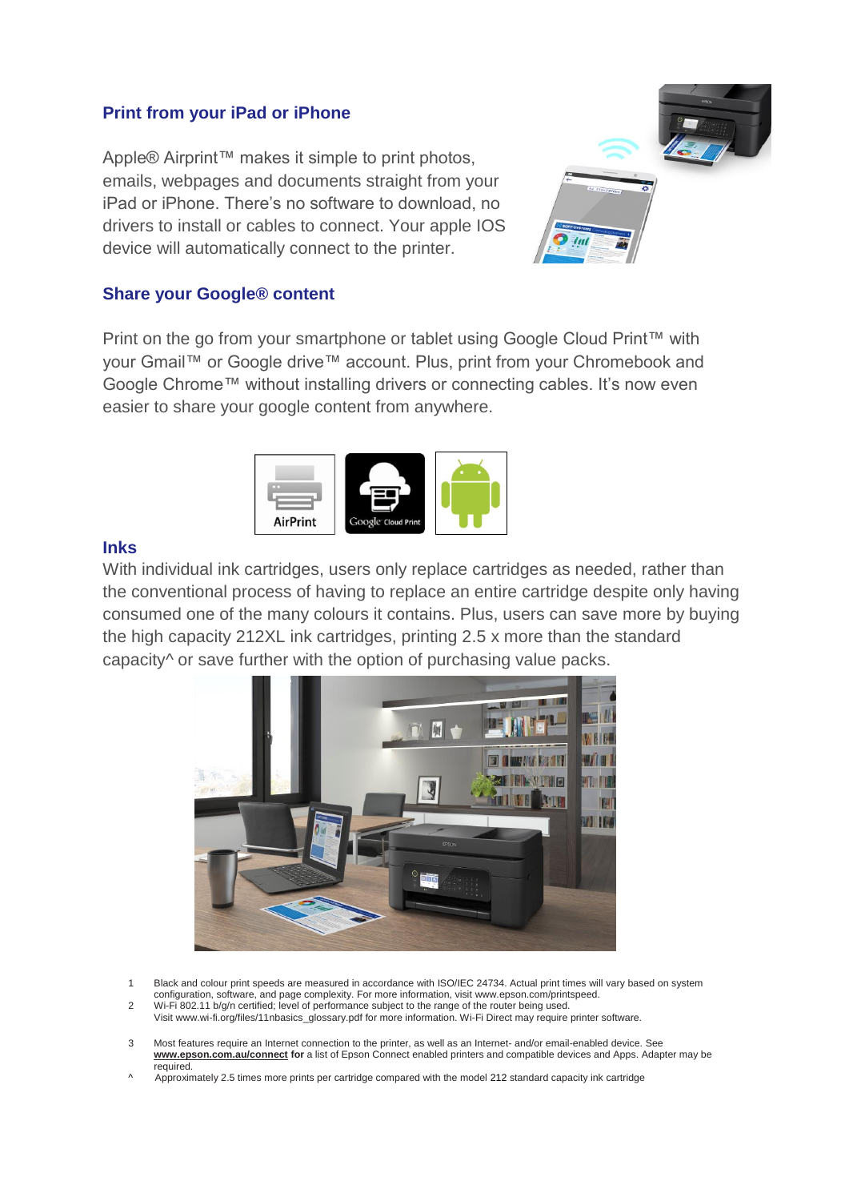## Print from your iPad or iPhone

Apple® Airprint™ makes it simple to print photos, emails, webpages and documents straight from your iPad or iPhone. There's no software to download, no drivers to install or cables to connect. Your apple IOS device will automatically connect to the printer.

## Share your Google® content

Print on the go from your smartphone or tablet using Google Cloud Print™ with your Gmail™ or Google drive™ account. Plus, print from your Chromebook and Google Chrome™ without installing drivers or connecting cables. It's now even easier to share your google content from anywhere.

## Inks

With individual ink cartridges, users only replace cartridges as needed, rather than the conventional process of having to replace an entire cartridge despite only having consumed one of the many colours it contains. Plus, users can save more by buying the high capacity 212XL ink cartridges, printing 2.5 x more than the standard capacity^ or save further with the option of purchasing value packs.

1 Black and colour print speeds are measured in accordance with ISO/IEC 24734. Actual print times will vary based on system configuration, software, and page complexity. For more information, visit www.epson.com/printspeed.

2 Wi-Fi 802.11 b/g/n certified; level of performance subject to the range of the router being used. Visit www.wi-fi.org/files/11nbasics_glossary.pdf for more information. Wi-Fi Direct may require printer software.

3 Most features require an Internet connection to the printer, as well as an Internet- and/or email-enabled device. See **www.epson.com.au/connect for** a list of Epson Connect enabled printers and compatible devices and Apps. Adapter may be required.

^ Approximately 2.5 times more prints per cartridge compared with the model 212 standard capacity ink cartridge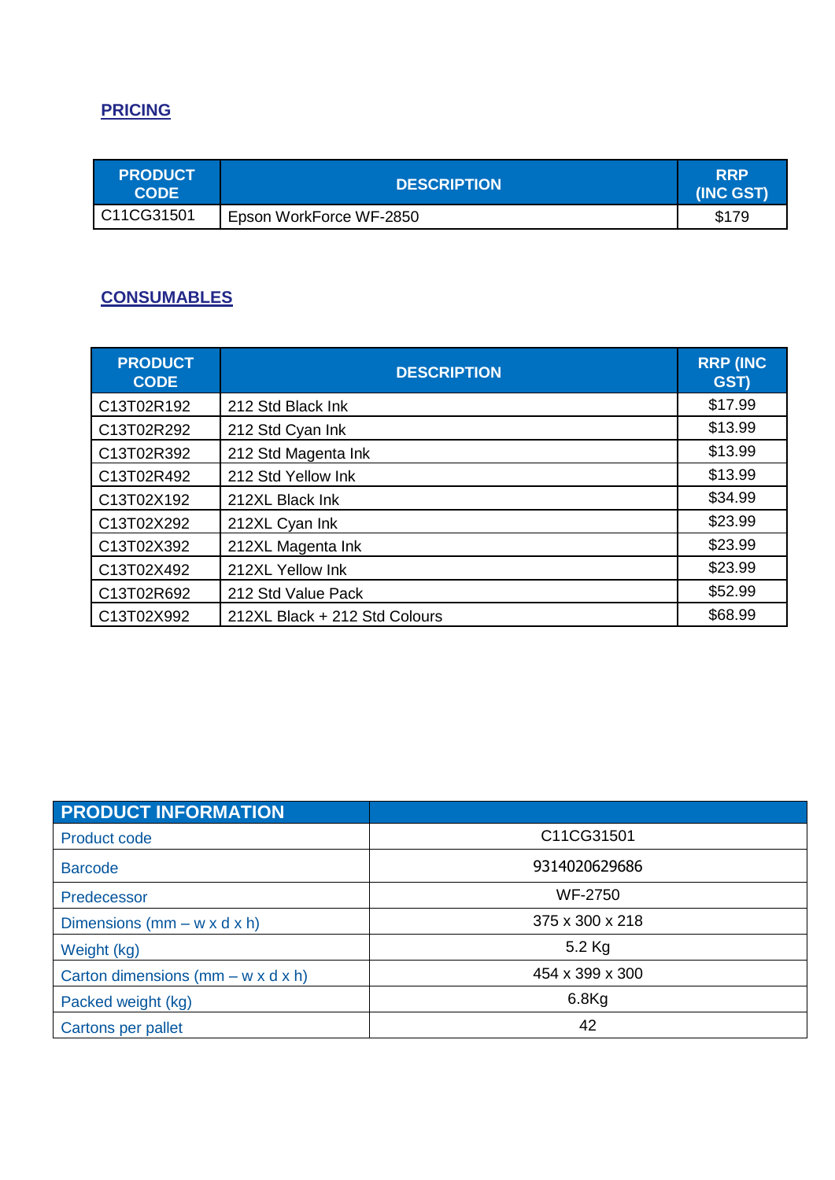## PRICING

| PRODUCT CODE | DESCRIPTION | RRP (INC GST) |
|---|---|---|
| C11CG31501 | Epson WorkForce WF-2850 | $179 |

## CONSUMABLES

| PRODUCT CODE | DESCRIPTION | RRP (INC GST) |
|---|---|---|
| C13T02R192 | 212 Std Black Ink | $17.99 |
| C13T02R292 | 212 Std Cyan Ink | $13.99 |
| C13T02R392 | 212 Std Magenta Ink | $13.99 |
| C13T02R492 | 212 Std Yellow Ink | $13.99 |
| C13T02X192 | 212XL Black Ink | $34.99 |
| C13T02X292 | 212XL Cyan Ink | $23.99 |
| C13T02X392 | 212XL Magenta Ink | $23.99 |
| C13T02X492 | 212XL Yellow Ink | $23.99 |
| C13T02R692 | 212 Std Value Pack | $52.99 |
| C13T02X992 | 212XL Black + 212 Std Colours | $68.99 |

| PRODUCT INFORMATION | |
|---|---|
| Product code | C11CG31501 |
| Barcode | 9314020629686 |
| Predecessor | WF-2750 |
| Dimensions (mm – w x d x h) | 375 x 300 x 218 |
| Weight (kg) | 5.2 Kg |
| Carton dimensions (mm – w x d x h) | 454 x 399 x 300 |
| Packed weight (kg) | 6.8Kg |
| Cartons per pallet | 42 |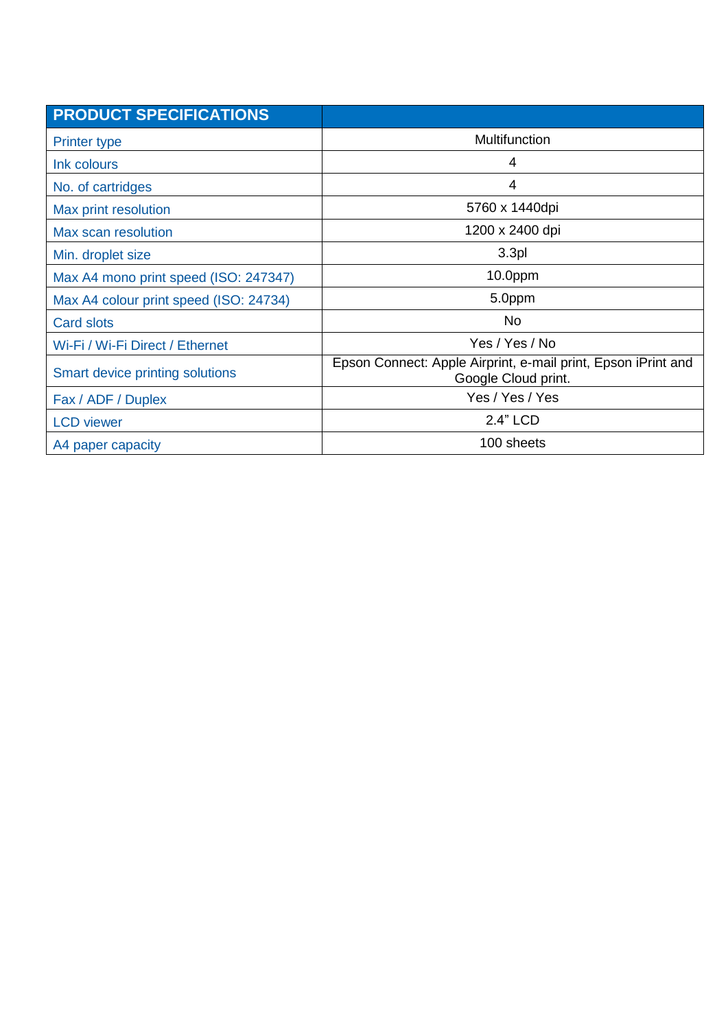| PRODUCT SPECIFICATIONS | |
|---|---|
| Printer type | Multifunction |
| Ink colours | 4 |
| No. of cartridges | 4 |
| Max print resolution | 5760 x 1440dpi |
| Max scan resolution | 1200 x 2400 dpi |
| Min. droplet size | 3.3pl |
| Max A4 mono print speed (ISO: 247347) | 10.0ppm |
| Max A4 colour print speed (ISO: 24734) | 5.0ppm |
| Card slots | No |
| Wi-Fi / Wi-Fi Direct / Ethernet | Yes / Yes / No |
| Smart device printing solutions | Epson Connect: Apple Airprint, e-mail print, Epson iPrint and Google Cloud print. |
| Fax / ADF / Duplex | Yes / Yes / Yes |
| LCD viewer | 2.4" LCD |
| A4 paper capacity | 100 sheets |